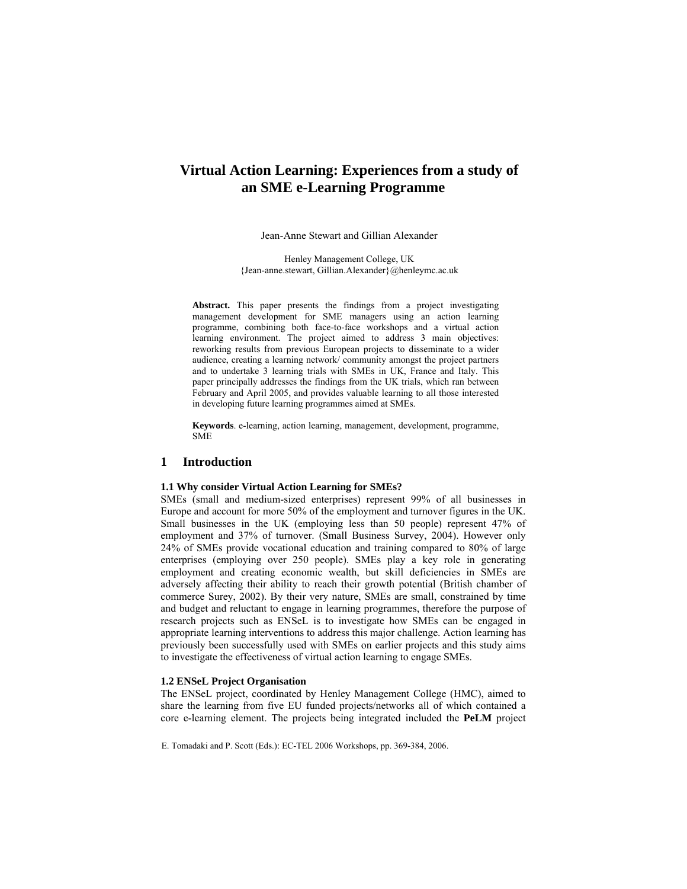# Virtual Action Learning: Experiences from a study of an SME e-Learning Programme

Jean-Anne Stewart and Gillian Alexander

Henley Management College, UK
{Jean-anne.stewart, Gillian.Alexander}@henleymc.ac.uk

**Abstract.** This paper presents the findings from a project investigating management development for SME managers using an action learning programme, combining both face-to-face workshops and a virtual action learning environment. The project aimed to address 3 main objectives: reworking results from previous European projects to disseminate to a wider audience, creating a learning network/ community amongst the project partners and to undertake 3 learning trials with SMEs in UK, France and Italy. This paper principally addresses the findings from the UK trials, which ran between February and April 2005, and provides valuable learning to all those interested in developing future learning programmes aimed at SMEs.

**Keywords**. e-learning, action learning, management, development, programme, SME

## 1 Introduction

### 1.1 Why consider Virtual Action Learning for SMEs?

SMEs (small and medium-sized enterprises) represent 99% of all businesses in Europe and account for more 50% of the employment and turnover figures in the UK. Small businesses in the UK (employing less than 50 people) represent 47% of employment and 37% of turnover. (Small Business Survey, 2004). However only 24% of SMEs provide vocational education and training compared to 80% of large enterprises (employing over 250 people). SMEs play a key role in generating employment and creating economic wealth, but skill deficiencies in SMEs are adversely affecting their ability to reach their growth potential (British chamber of commerce Surey, 2002). By their very nature, SMEs are small, constrained by time and budget and reluctant to engage in learning programmes, therefore the purpose of research projects such as ENSeL is to investigate how SMEs can be engaged in appropriate learning interventions to address this major challenge. Action learning has previously been successfully used with SMEs on earlier projects and this study aims to investigate the effectiveness of virtual action learning to engage SMEs.

### 1.2 ENSeL Project Organisation

The ENSeL project, coordinated by Henley Management College (HMC), aimed to share the learning from five EU funded projects/networks all of which contained a core e-learning element. The projects being integrated included the **PeLM** project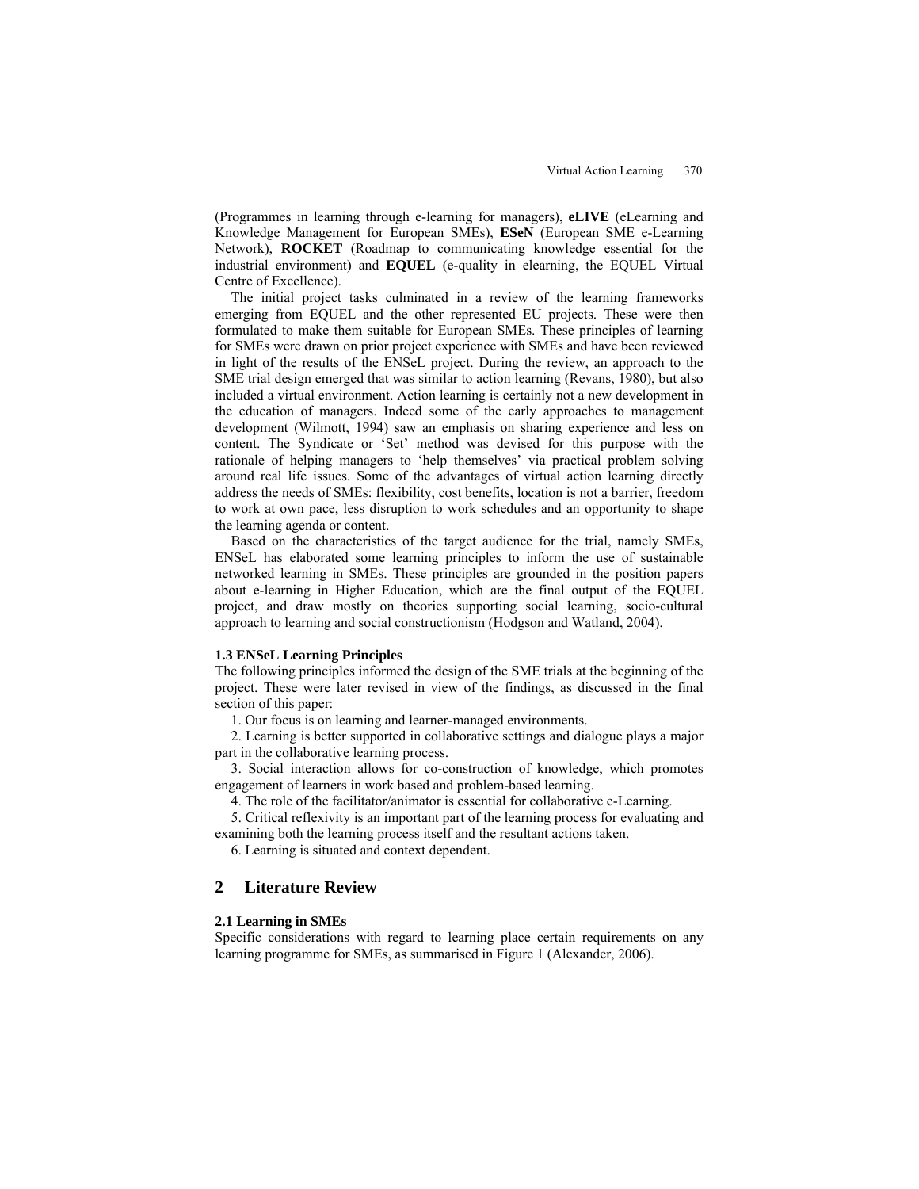(Programmes in learning through e-learning for managers), **eLIVE** (eLearning and Knowledge Management for European SMEs), **ESeN** (European SME e-Learning Network), **ROCKET** (Roadmap to communicating knowledge essential for the industrial environment) and **EQUEL** (e-quality in elearning, the EQUEL Virtual Centre of Excellence).

The initial project tasks culminated in a review of the learning frameworks emerging from EQUEL and the other represented EU projects. These were then formulated to make them suitable for European SMEs. These principles of learning for SMEs were drawn on prior project experience with SMEs and have been reviewed in light of the results of the ENSeL project. During the review, an approach to the SME trial design emerged that was similar to action learning (Revans, 1980), but also included a virtual environment. Action learning is certainly not a new development in the education of managers. Indeed some of the early approaches to management development (Wilmott, 1994) saw an emphasis on sharing experience and less on content. The Syndicate or 'Set' method was devised for this purpose with the rationale of helping managers to 'help themselves' via practical problem solving around real life issues. Some of the advantages of virtual action learning directly address the needs of SMEs: flexibility, cost benefits, location is not a barrier, freedom to work at own pace, less disruption to work schedules and an opportunity to shape the learning agenda or content.

Based on the characteristics of the target audience for the trial, namely SMEs, ENSeL has elaborated some learning principles to inform the use of sustainable networked learning in SMEs. These principles are grounded in the position papers about e-learning in Higher Education, which are the final output of the EQUEL project, and draw mostly on theories supporting social learning, socio-cultural approach to learning and social constructionism (Hodgson and Watland, 2004).

### 1.3 ENSeL Learning Principles

The following principles informed the design of the SME trials at the beginning of the project. These were later revised in view of the findings, as discussed in the final section of this paper:

1. Our focus is on learning and learner-managed environments.
2. Learning is better supported in collaborative settings and dialogue plays a major part in the collaborative learning process.
3. Social interaction allows for co-construction of knowledge, which promotes engagement of learners in work based and problem-based learning.
4. The role of the facilitator/animator is essential for collaborative e-Learning.
5. Critical reflexivity is an important part of the learning process for evaluating and examining both the learning process itself and the resultant actions taken.
6. Learning is situated and context dependent.

## 2 Literature Review

### 2.1 Learning in SMEs

Specific considerations with regard to learning place certain requirements on any learning programme for SMEs, as summarised in Figure 1 (Alexander, 2006).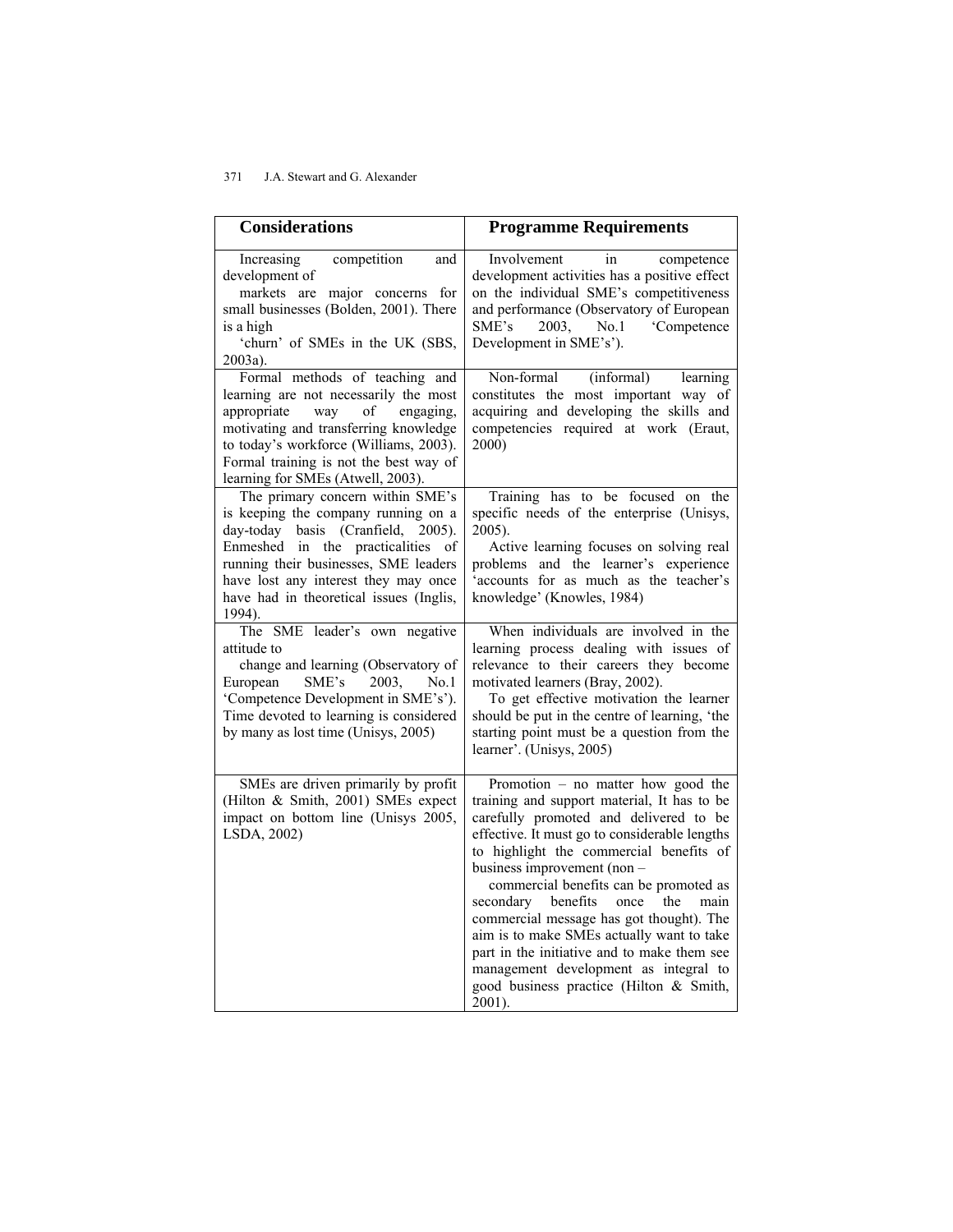| Considerations | Programme Requirements |
| --- | --- |
| Increasing competition and development of markets are major concerns for small businesses (Bolden, 2001). There is a high 'churn' of SMEs in the UK (SBS, 2003a). | Involvement in competence development activities has a positive effect on the individual SME's competitiveness and performance (Observatory of European SME's 2003, No.1 'Competence Development in SME's'). |
| Formal methods of teaching and learning are not necessarily the most appropriate way of engaging, motivating and transferring knowledge to today's workforce (Williams, 2003). Formal training is not the best way of learning for SMEs (Atwell, 2003). | Non-formal (informal) learning constitutes the most important way of acquiring and developing the skills and competencies required at work (Eraut, 2000) |
| The primary concern within SME's is keeping the company running on a day-today basis (Cranfield, 2005). Enmeshed in the practicalities of running their businesses, SME leaders have lost any interest they may once have had in theoretical issues (Inglis, 1994). | Training has to be focused on the specific needs of the enterprise (Unisys, 2005). Active learning focuses on solving real problems and the learner's experience 'accounts for as much as the teacher's knowledge' (Knowles, 1984) |
| The SME leader's own negative attitude to change and learning (Observatory of European SME's 2003, No.1 'Competence Development in SME's'). Time devoted to learning is considered by many as lost time (Unisys, 2005) | When individuals are involved in the learning process dealing with issues of relevance to their careers they become motivated learners (Bray, 2002). To get effective motivation the learner should be put in the centre of learning, 'the starting point must be a question from the learner'. (Unisys, 2005) |
| SMEs are driven primarily by profit (Hilton & Smith, 2001) SMEs expect impact on bottom line (Unisys 2005, LSDA, 2002) | Promotion – no matter how good the training and support material, It has to be carefully promoted and delivered to be effective. It must go to considerable lengths to highlight the commercial benefits of business improvement (non – commercial benefits can be promoted as secondary benefits once the main commercial message has got thought). The aim is to make SMEs actually want to take part in the initiative and to make them see management development as integral to good business practice (Hilton & Smith, 2001). |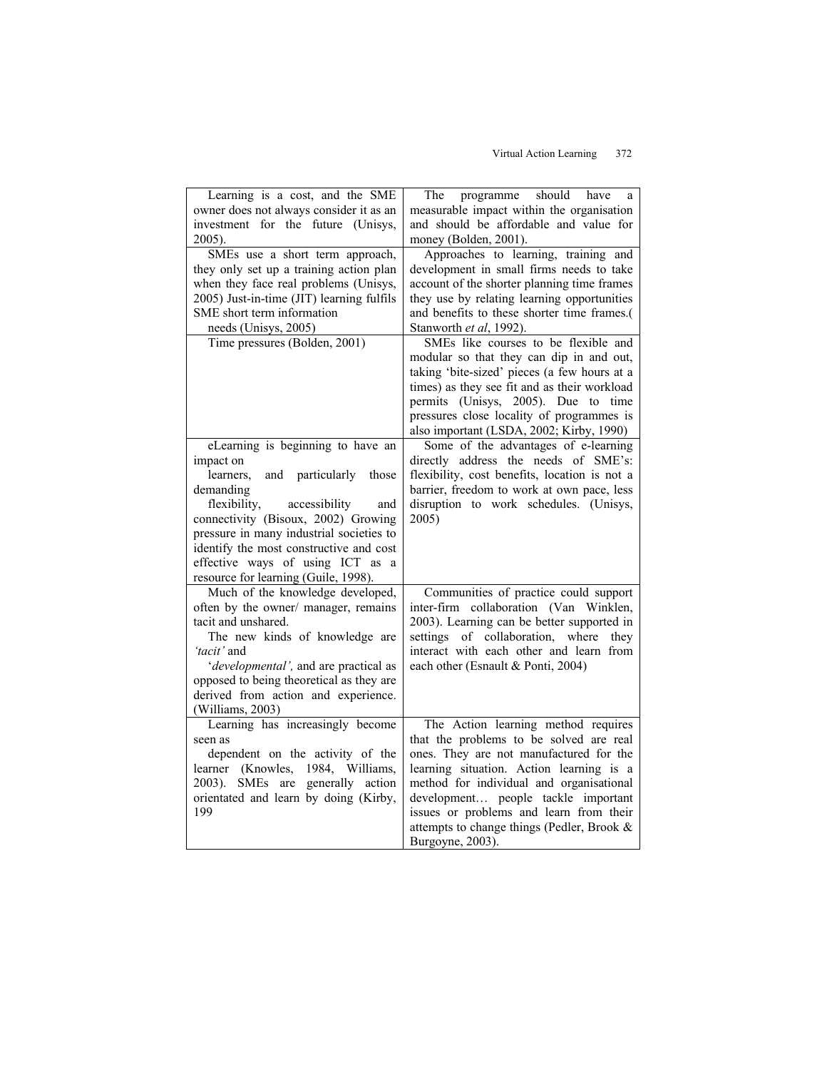| | |
|---|---|
| Learning is a cost, and the SME owner does not always consider it as an investment for the future (Unisys, 2005). | The programme should have a measurable impact within the organisation and should be affordable and value for money (Bolden, 2001). |
| SMEs use a short term approach, they only set up a training action plan when they face real problems (Unisys, 2005) Just-in-time (JIT) learning fulfils SME short term information needs (Unisys, 2005) | Approaches to learning, training and development in small firms needs to take account of the shorter planning time frames they use by relating learning opportunities and benefits to these shorter time frames.( Stanworth *et al*, 1992). |
| Time pressures (Bolden, 2001) | SMEs like courses to be flexible and modular so that they can dip in and out, taking 'bite-sized' pieces (a few hours at a times) as they see fit and as their workload permits (Unisys, 2005). Due to time pressures close locality of programmes is also important (LSDA, 2002; Kirby, 1990) |
| eLearning is beginning to have an impact on learners, and particularly those demanding flexibility, accessibility and connectivity (Bisoux, 2002) Growing pressure in many industrial societies to identify the most constructive and cost effective ways of using ICT as a resource for learning (Guile, 1998). | Some of the advantages of e-learning directly address the needs of SME's: flexibility, cost benefits, location is not a barrier, freedom to work at own pace, less disruption to work schedules. (Unisys, 2005) |
| Much of the knowledge developed, often by the owner/ manager, remains tacit and unshared. The new kinds of knowledge are *'tacit'* and '*developmental',* and are practical as opposed to being theoretical as they are derived from action and experience. (Williams, 2003) | Communities of practice could support inter-firm collaboration (Van Winklen, 2003). Learning can be better supported in settings of collaboration, where they interact with each other and learn from each other (Esnault & Ponti, 2004) |
| Learning has increasingly become seen as dependent on the activity of the learner (Knowles, 1984, Williams, 2003). SMEs are generally action orientated and learn by doing (Kirby, 199 | The Action learning method requires that the problems to be solved are real ones. They are not manufactured for the learning situation. Action learning is a method for individual and organisational development… people tackle important issues or problems and learn from their attempts to change things (Pedler, Brook & Burgoyne, 2003). |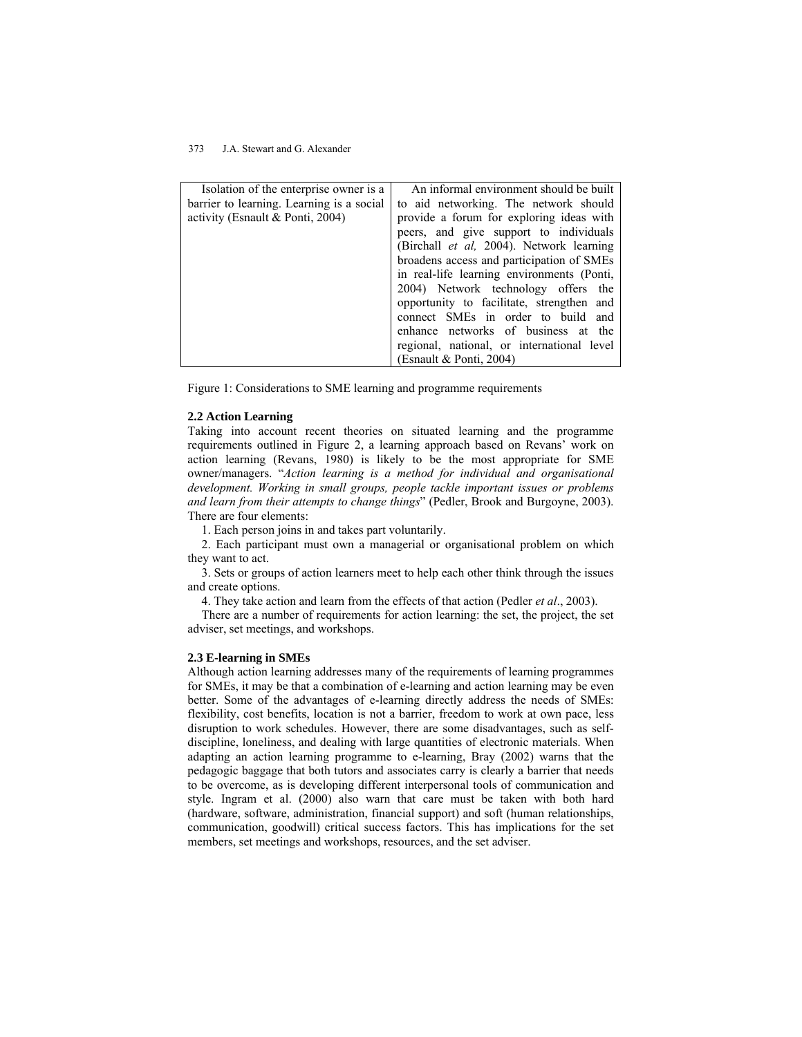| | |
|---|---|
| Isolation of the enterprise owner is a barrier to learning. Learning is a social activity (Esnault & Ponti, 2004) | An informal environment should be built to aid networking. The network should provide a forum for exploring ideas with peers, and give support to individuals (Birchall *et al,* 2004). Network learning broadens access and participation of SMEs in real-life learning environments (Ponti, 2004) Network technology offers the opportunity to facilitate, strengthen and connect SMEs in order to build and enhance networks of business at the regional, national, or international level (Esnault & Ponti, 2004) |

Figure 1: Considerations to SME learning and programme requirements

### 2.2 Action Learning

Taking into account recent theories on situated learning and the programme requirements outlined in Figure 2, a learning approach based on Revans' work on action learning (Revans, 1980) is likely to be the most appropriate for SME owner/managers. "*Action learning is a method for individual and organisational development. Working in small groups, people tackle important issues or problems and learn from their attempts to change things*" (Pedler, Brook and Burgoyne, 2003). There are four elements:

1. Each person joins in and takes part voluntarily.
2. Each participant must own a managerial or organisational problem on which they want to act.
3. Sets or groups of action learners meet to help each other think through the issues and create options.
4. They take action and learn from the effects of that action (Pedler *et al*., 2003).

There are a number of requirements for action learning: the set, the project, the set adviser, set meetings, and workshops.

### 2.3 E-learning in SMEs

Although action learning addresses many of the requirements of learning programmes for SMEs, it may be that a combination of e-learning and action learning may be even better. Some of the advantages of e-learning directly address the needs of SMEs: flexibility, cost benefits, location is not a barrier, freedom to work at own pace, less disruption to work schedules. However, there are some disadvantages, such as self-discipline, loneliness, and dealing with large quantities of electronic materials. When adapting an action learning programme to e-learning, Bray (2002) warns that the pedagogic baggage that both tutors and associates carry is clearly a barrier that needs to be overcome, as is developing different interpersonal tools of communication and style. Ingram et al. (2000) also warn that care must be taken with both hard (hardware, software, administration, financial support) and soft (human relationships, communication, goodwill) critical success factors. This has implications for the set members, set meetings and workshops, resources, and the set adviser.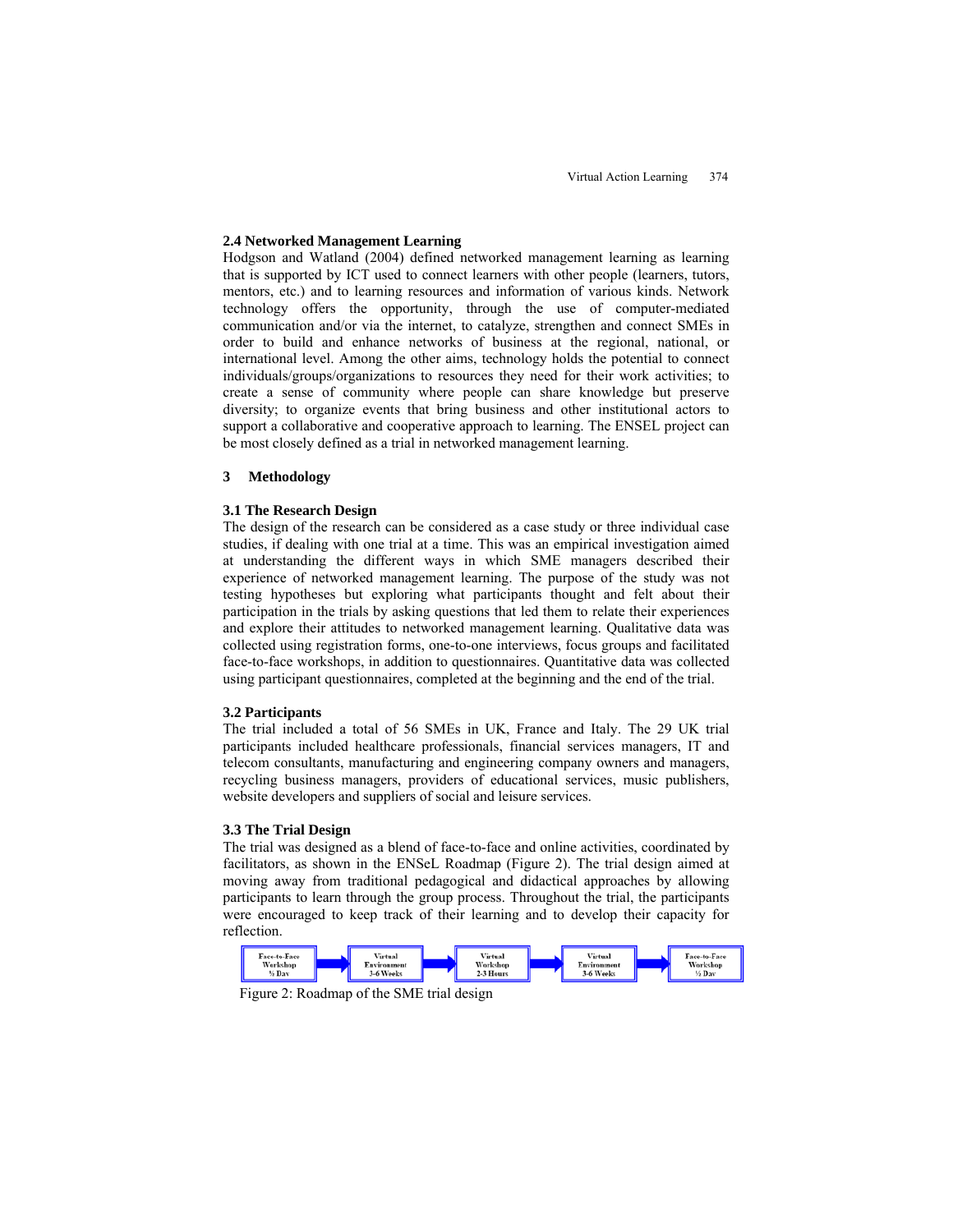### 2.4 Networked Management Learning

Hodgson and Watland (2004) defined networked management learning as learning that is supported by ICT used to connect learners with other people (learners, tutors, mentors, etc.) and to learning resources and information of various kinds. Network technology offers the opportunity, through the use of computer-mediated communication and/or via the internet, to catalyze, strengthen and connect SMEs in order to build and enhance networks of business at the regional, national, or international level. Among the other aims, technology holds the potential to connect individuals/groups/organizations to resources they need for their work activities; to create a sense of community where people can share knowledge but preserve diversity; to organize events that bring business and other institutional actors to support a collaborative and cooperative approach to learning. The ENSEL project can be most closely defined as a trial in networked management learning.

## 3 Methodology

### 3.1 The Research Design

The design of the research can be considered as a case study or three individual case studies, if dealing with one trial at a time. This was an empirical investigation aimed at understanding the different ways in which SME managers described their experience of networked management learning. The purpose of the study was not testing hypotheses but exploring what participants thought and felt about their participation in the trials by asking questions that led them to relate their experiences and explore their attitudes to networked management learning. Qualitative data was collected using registration forms, one-to-one interviews, focus groups and facilitated face-to-face workshops, in addition to questionnaires. Quantitative data was collected using participant questionnaires, completed at the beginning and the end of the trial.

### 3.2 Participants

The trial included a total of 56 SMEs in UK, France and Italy. The 29 UK trial participants included healthcare professionals, financial services managers, IT and telecom consultants, manufacturing and engineering company owners and managers, recycling business managers, providers of educational services, music publishers, website developers and suppliers of social and leisure services.

### 3.3 The Trial Design

The trial was designed as a blend of face-to-face and online activities, coordinated by facilitators, as shown in the ENSeL Roadmap (Figure 2). The trial design aimed at moving away from traditional pedagogical and didactical approaches by allowing participants to learn through the group process. Throughout the trial, the participants were encouraged to keep track of their learning and to develop their capacity for reflection.

Face-to-Face Workshop ½ Day → Virtual Environment 3-6 Weeks → Virtual Workshop 2-3 Hours → Virtual Environment 3-6 Weeks → Face-to-Face Workshop ½ Day

Figure 2: Roadmap of the SME trial design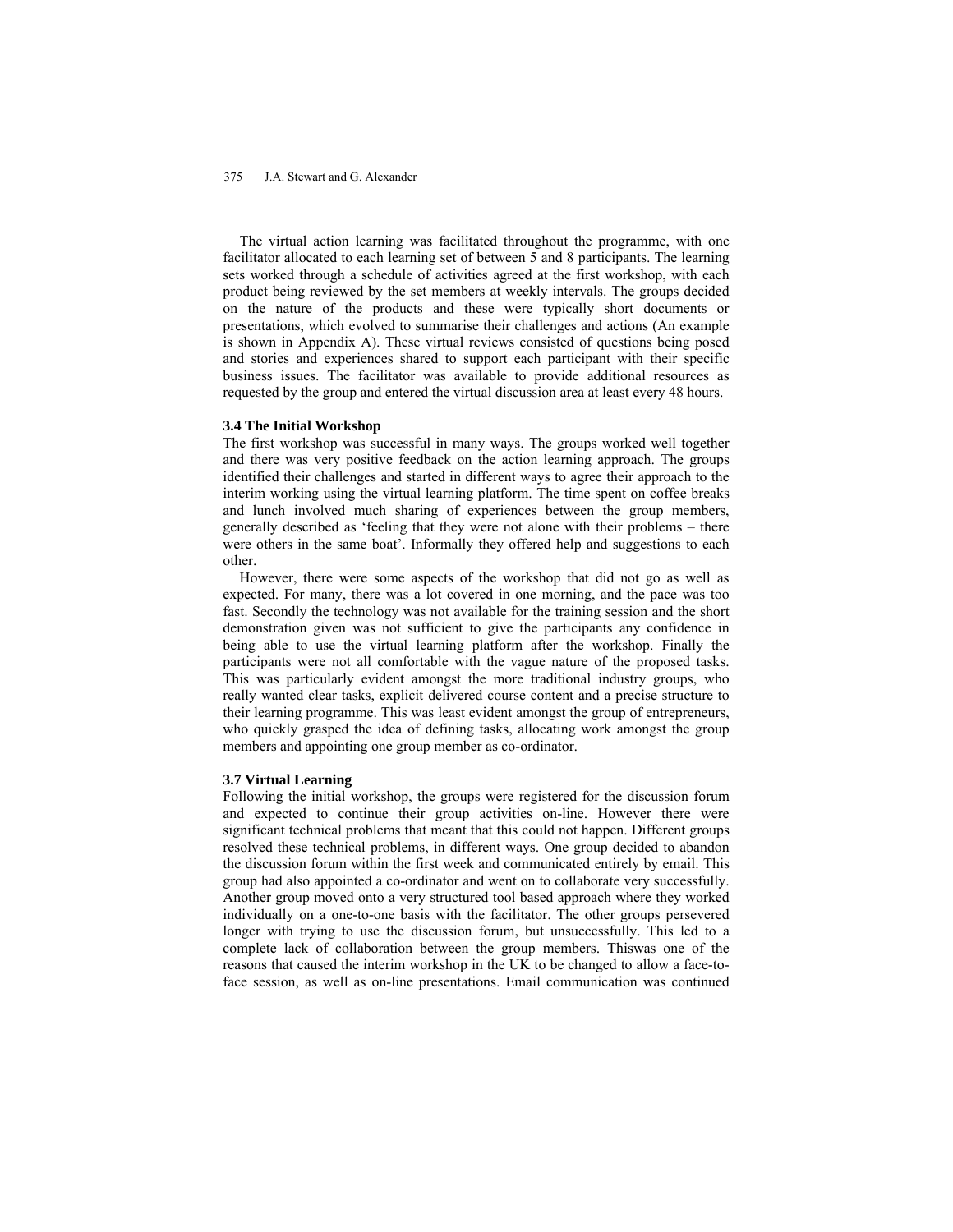The virtual action learning was facilitated throughout the programme, with one facilitator allocated to each learning set of between 5 and 8 participants. The learning sets worked through a schedule of activities agreed at the first workshop, with each product being reviewed by the set members at weekly intervals. The groups decided on the nature of the products and these were typically short documents or presentations, which evolved to summarise their challenges and actions (An example is shown in Appendix A). These virtual reviews consisted of questions being posed and stories and experiences shared to support each participant with their specific business issues. The facilitator was available to provide additional resources as requested by the group and entered the virtual discussion area at least every 48 hours.

### 3.4 The Initial Workshop

The first workshop was successful in many ways. The groups worked well together and there was very positive feedback on the action learning approach. The groups identified their challenges and started in different ways to agree their approach to the interim working using the virtual learning platform. The time spent on coffee breaks and lunch involved much sharing of experiences between the group members, generally described as 'feeling that they were not alone with their problems – there were others in the same boat'. Informally they offered help and suggestions to each other.

However, there were some aspects of the workshop that did not go as well as expected. For many, there was a lot covered in one morning, and the pace was too fast. Secondly the technology was not available for the training session and the short demonstration given was not sufficient to give the participants any confidence in being able to use the virtual learning platform after the workshop. Finally the participants were not all comfortable with the vague nature of the proposed tasks. This was particularly evident amongst the more traditional industry groups, who really wanted clear tasks, explicit delivered course content and a precise structure to their learning programme. This was least evident amongst the group of entrepreneurs, who quickly grasped the idea of defining tasks, allocating work amongst the group members and appointing one group member as co-ordinator.

### 3.7 Virtual Learning

Following the initial workshop, the groups were registered for the discussion forum and expected to continue their group activities on-line. However there were significant technical problems that meant that this could not happen. Different groups resolved these technical problems, in different ways. One group decided to abandon the discussion forum within the first week and communicated entirely by email. This group had also appointed a co-ordinator and went on to collaborate very successfully. Another group moved onto a very structured tool based approach where they worked individually on a one-to-one basis with the facilitator. The other groups persevered longer with trying to use the discussion forum, but unsuccessfully. This led to a complete lack of collaboration between the group members. Thiswas one of the reasons that caused the interim workshop in the UK to be changed to allow a face-to-face session, as well as on-line presentations. Email communication was continued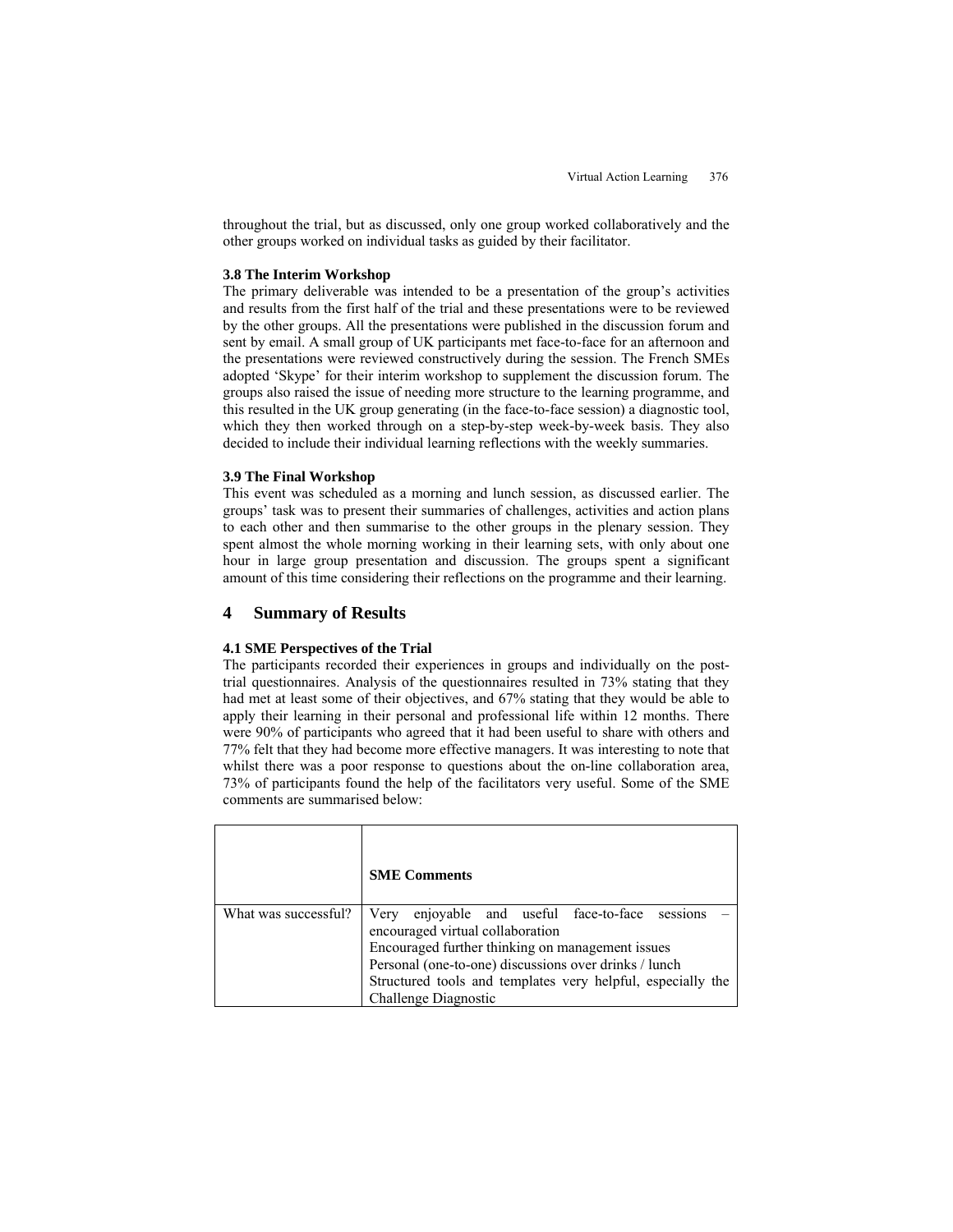throughout the trial, but as discussed, only one group worked collaboratively and the other groups worked on individual tasks as guided by their facilitator.

### 3.8 The Interim Workshop

The primary deliverable was intended to be a presentation of the group's activities and results from the first half of the trial and these presentations were to be reviewed by the other groups. All the presentations were published in the discussion forum and sent by email. A small group of UK participants met face-to-face for an afternoon and the presentations were reviewed constructively during the session. The French SMEs adopted 'Skype' for their interim workshop to supplement the discussion forum. The groups also raised the issue of needing more structure to the learning programme, and this resulted in the UK group generating (in the face-to-face session) a diagnostic tool, which they then worked through on a step-by-step week-by-week basis. They also decided to include their individual learning reflections with the weekly summaries.

### 3.9 The Final Workshop

This event was scheduled as a morning and lunch session, as discussed earlier. The groups' task was to present their summaries of challenges, activities and action plans to each other and then summarise to the other groups in the plenary session. They spent almost the whole morning working in their learning sets, with only about one hour in large group presentation and discussion. The groups spent a significant amount of this time considering their reflections on the programme and their learning.

## 4 Summary of Results

### 4.1 SME Perspectives of the Trial

The participants recorded their experiences in groups and individually on the post-trial questionnaires. Analysis of the questionnaires resulted in 73% stating that they had met at least some of their objectives, and 67% stating that they would be able to apply their learning in their personal and professional life within 12 months. There were 90% of participants who agreed that it had been useful to share with others and 77% felt that they had become more effective managers. It was interesting to note that whilst there was a poor response to questions about the on-line collaboration area, 73% of participants found the help of the facilitators very useful. Some of the SME comments are summarised below:

| | **SME Comments** |
|---|---|
| What was successful? | Very enjoyable and useful face-to-face sessions – encouraged virtual collaboration<br>Encouraged further thinking on management issues<br>Personal (one-to-one) discussions over drinks / lunch<br>Structured tools and templates very helpful, especially the Challenge Diagnostic |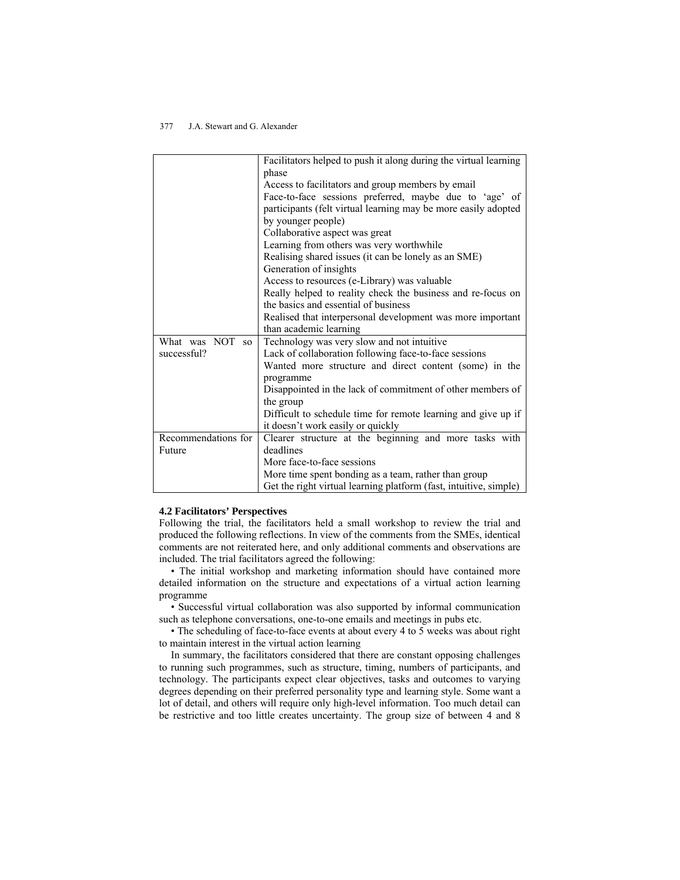| | |
|---|---|
| | Facilitators helped to push it along during the virtual learning phase<br>Access to facilitators and group members by email<br>Face-to-face sessions preferred, maybe due to 'age' of participants (felt virtual learning may be more easily adopted by younger people)<br>Collaborative aspect was great<br>Learning from others was very worthwhile<br>Realising shared issues (it can be lonely as an SME)<br>Generation of insights<br>Access to resources (e-Library) was valuable<br>Really helped to reality check the business and re-focus on the basics and essential of business<br>Realised that interpersonal development was more important than academic learning |
| What was NOT so successful? | Technology was very slow and not intuitive<br>Lack of collaboration following face-to-face sessions<br>Wanted more structure and direct content (some) in the programme<br>Disappointed in the lack of commitment of other members of the group<br>Difficult to schedule time for remote learning and give up if it doesn't work easily or quickly |
| Recommendations for Future | Clearer structure at the beginning and more tasks with deadlines<br>More face-to-face sessions<br>More time spent bonding as a team, rather than group<br>Get the right virtual learning platform (fast, intuitive, simple) |

### 4.2 Facilitators' Perspectives

Following the trial, the facilitators held a small workshop to review the trial and produced the following reflections. In view of the comments from the SMEs, identical comments are not reiterated here, and only additional comments and observations are included. The trial facilitators agreed the following:

- The initial workshop and marketing information should have contained more detailed information on the structure and expectations of a virtual action learning programme
- Successful virtual collaboration was also supported by informal communication such as telephone conversations, one-to-one emails and meetings in pubs etc.
- The scheduling of face-to-face events at about every 4 to 5 weeks was about right to maintain interest in the virtual action learning

In summary, the facilitators considered that there are constant opposing challenges to running such programmes, such as structure, timing, numbers of participants, and technology. The participants expect clear objectives, tasks and outcomes to varying degrees depending on their preferred personality type and learning style. Some want a lot of detail, and others will require only high-level information. Too much detail can be restrictive and too little creates uncertainty. The group size of between 4 and 8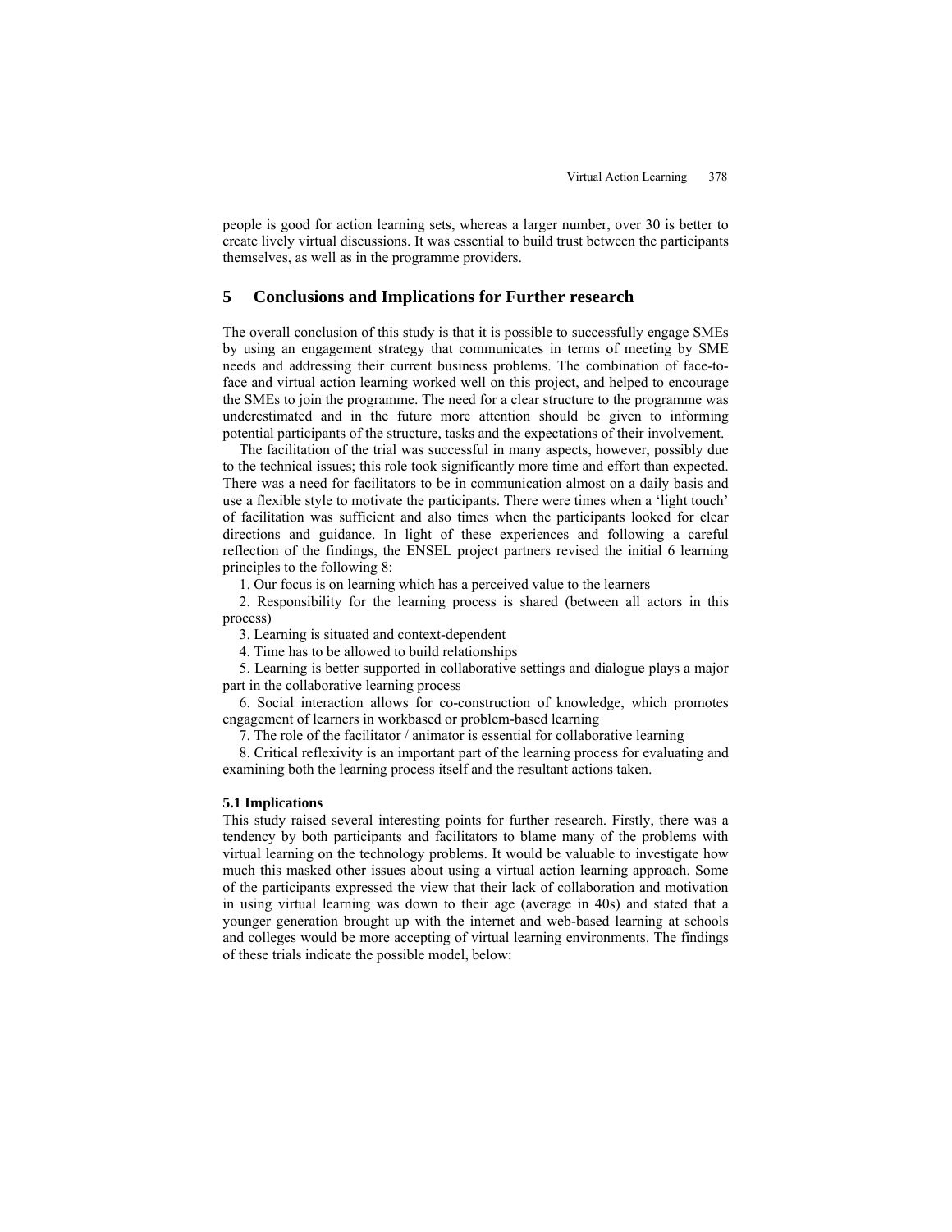people is good for action learning sets, whereas a larger number, over 30 is better to create lively virtual discussions. It was essential to build trust between the participants themselves, as well as in the programme providers.

## 5 Conclusions and Implications for Further research

The overall conclusion of this study is that it is possible to successfully engage SMEs by using an engagement strategy that communicates in terms of meeting by SME needs and addressing their current business problems. The combination of face-to-face and virtual action learning worked well on this project, and helped to encourage the SMEs to join the programme. The need for a clear structure to the programme was underestimated and in the future more attention should be given to informing potential participants of the structure, tasks and the expectations of their involvement.

The facilitation of the trial was successful in many aspects, however, possibly due to the technical issues; this role took significantly more time and effort than expected. There was a need for facilitators to be in communication almost on a daily basis and use a flexible style to motivate the participants. There were times when a 'light touch' of facilitation was sufficient and also times when the participants looked for clear directions and guidance. In light of these experiences and following a careful reflection of the findings, the ENSEL project partners revised the initial 6 learning principles to the following 8:

1. Our focus is on learning which has a perceived value to the learners
2. Responsibility for the learning process is shared (between all actors in this process)
3. Learning is situated and context-dependent
4. Time has to be allowed to build relationships
5. Learning is better supported in collaborative settings and dialogue plays a major part in the collaborative learning process
6. Social interaction allows for co-construction of knowledge, which promotes engagement of learners in workbased or problem-based learning
7. The role of the facilitator / animator is essential for collaborative learning
8. Critical reflexivity is an important part of the learning process for evaluating and examining both the learning process itself and the resultant actions taken.

### 5.1 Implications

This study raised several interesting points for further research. Firstly, there was a tendency by both participants and facilitators to blame many of the problems with virtual learning on the technology problems. It would be valuable to investigate how much this masked other issues about using a virtual action learning approach. Some of the participants expressed the view that their lack of collaboration and motivation in using virtual learning was down to their age (average in 40s) and stated that a younger generation brought up with the internet and web-based learning at schools and colleges would be more accepting of virtual learning environments. The findings of these trials indicate the possible model, below: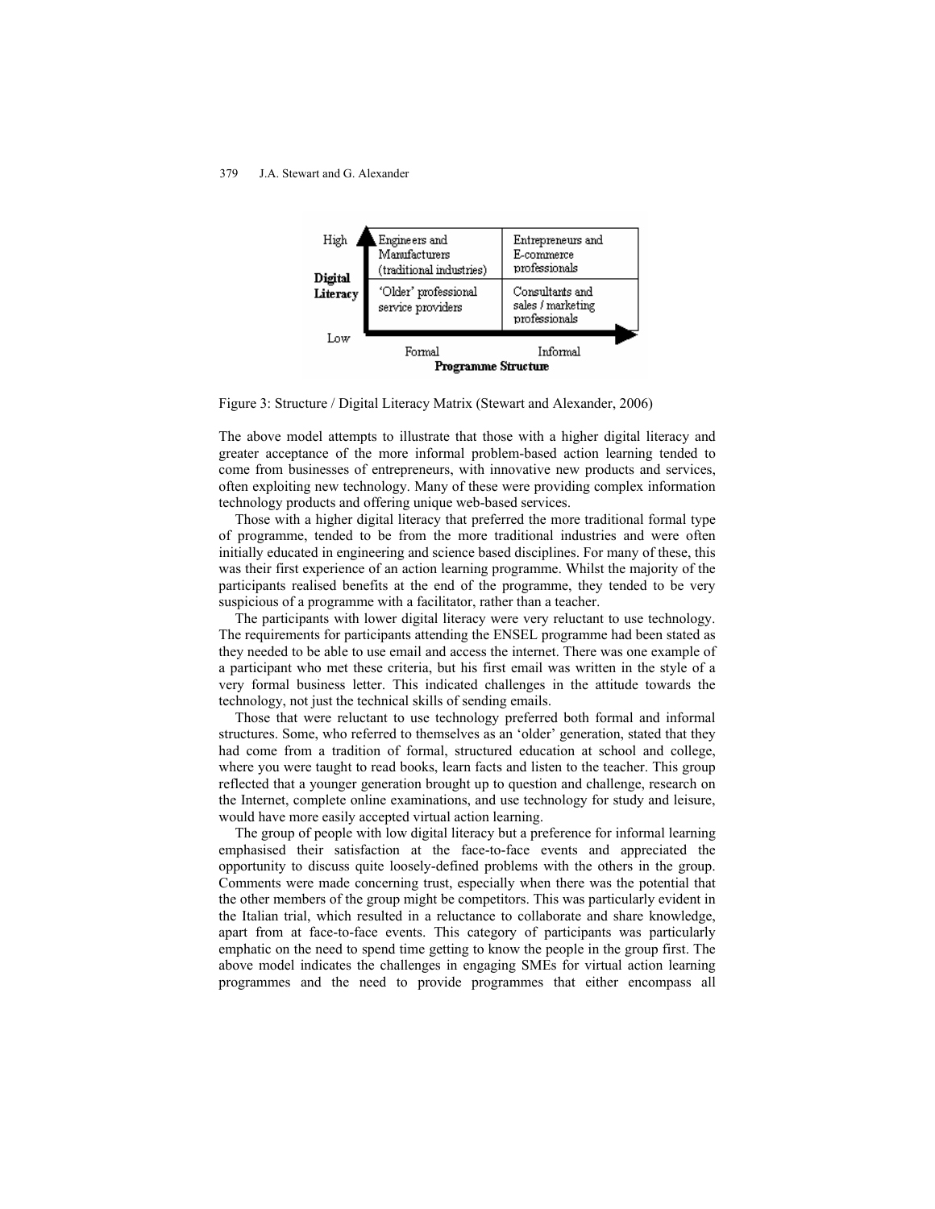High

Digital Literacy

Low

Engineers and Manufacturers (traditional industries)

Entrepreneurs and E-commerce professionals

'Older' professional service providers

Consultants and sales / marketing professionals

Formal

Informal

Programme Structure

Figure 3: Structure / Digital Literacy Matrix (Stewart and Alexander, 2006)

The above model attempts to illustrate that those with a higher digital literacy and greater acceptance of the more informal problem-based action learning tended to come from businesses of entrepreneurs, with innovative new products and services, often exploiting new technology. Many of these were providing complex information technology products and offering unique web-based services.

Those with a higher digital literacy that preferred the more traditional formal type of programme, tended to be from the more traditional industries and were often initially educated in engineering and science based disciplines. For many of these, this was their first experience of an action learning programme. Whilst the majority of the participants realised benefits at the end of the programme, they tended to be very suspicious of a programme with a facilitator, rather than a teacher.

The participants with lower digital literacy were very reluctant to use technology. The requirements for participants attending the ENSEL programme had been stated as they needed to be able to use email and access the internet. There was one example of a participant who met these criteria, but his first email was written in the style of a very formal business letter. This indicated challenges in the attitude towards the technology, not just the technical skills of sending emails.

Those that were reluctant to use technology preferred both formal and informal structures. Some, who referred to themselves as an 'older' generation, stated that they had come from a tradition of formal, structured education at school and college, where you were taught to read books, learn facts and listen to the teacher. This group reflected that a younger generation brought up to question and challenge, research on the Internet, complete online examinations, and use technology for study and leisure, would have more easily accepted virtual action learning.

The group of people with low digital literacy but a preference for informal learning emphasised their satisfaction at the face-to-face events and appreciated the opportunity to discuss quite loosely-defined problems with the others in the group. Comments were made concerning trust, especially when there was the potential that the other members of the group might be competitors. This was particularly evident in the Italian trial, which resulted in a reluctance to collaborate and share knowledge, apart from at face-to-face events. This category of participants was particularly emphatic on the need to spend time getting to know the people in the group first. The above model indicates the challenges in engaging SMEs for virtual action learning programmes and the need to provide programmes that either encompass all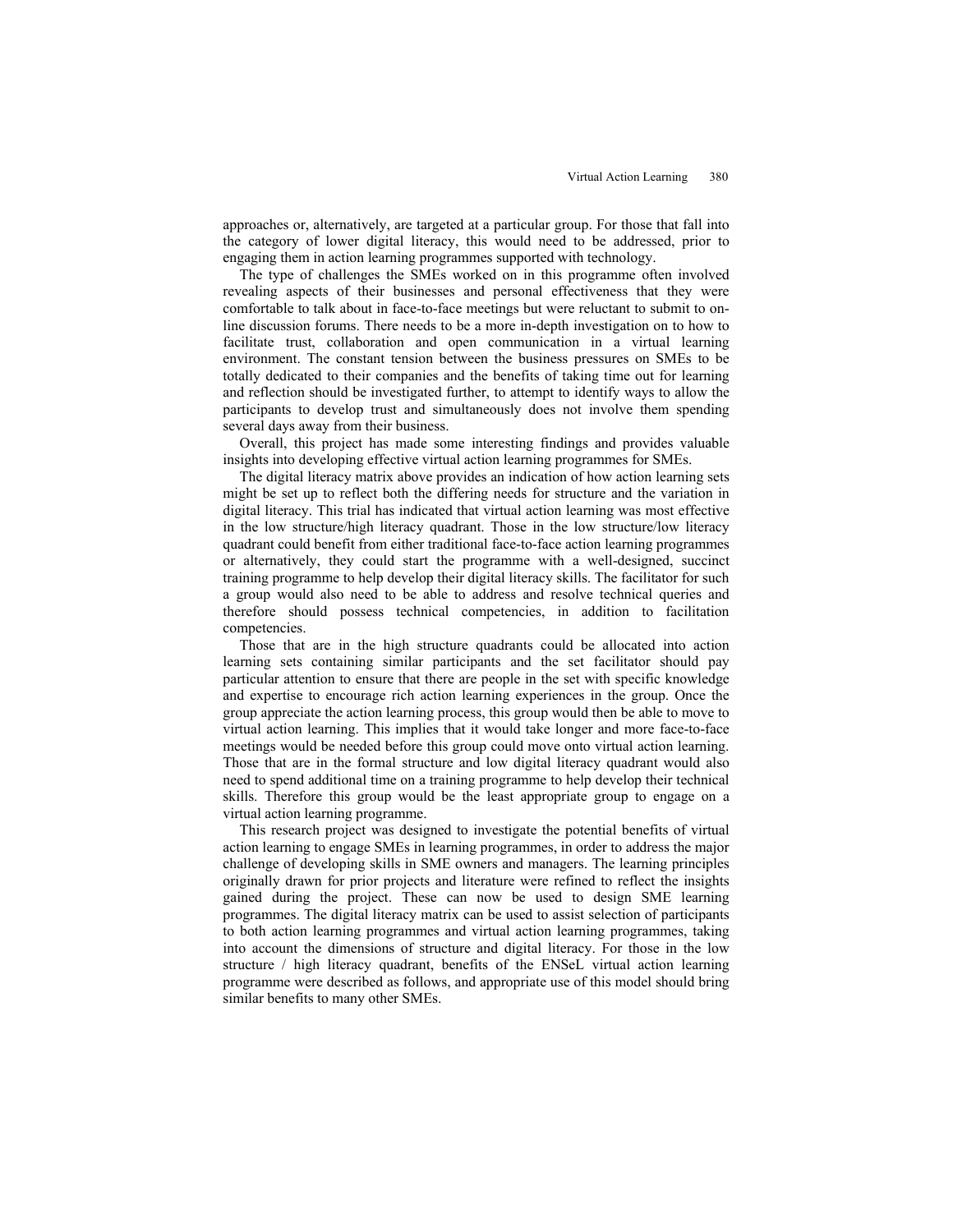approaches or, alternatively, are targeted at a particular group. For those that fall into the category of lower digital literacy, this would need to be addressed, prior to engaging them in action learning programmes supported with technology.

The type of challenges the SMEs worked on in this programme often involved revealing aspects of their businesses and personal effectiveness that they were comfortable to talk about in face-to-face meetings but were reluctant to submit to on-line discussion forums. There needs to be a more in-depth investigation on to how to facilitate trust, collaboration and open communication in a virtual learning environment. The constant tension between the business pressures on SMEs to be totally dedicated to their companies and the benefits of taking time out for learning and reflection should be investigated further, to attempt to identify ways to allow the participants to develop trust and simultaneously does not involve them spending several days away from their business.

Overall, this project has made some interesting findings and provides valuable insights into developing effective virtual action learning programmes for SMEs.

The digital literacy matrix above provides an indication of how action learning sets might be set up to reflect both the differing needs for structure and the variation in digital literacy. This trial has indicated that virtual action learning was most effective in the low structure/high literacy quadrant. Those in the low structure/low literacy quadrant could benefit from either traditional face-to-face action learning programmes or alternatively, they could start the programme with a well-designed, succinct training programme to help develop their digital literacy skills. The facilitator for such a group would also need to be able to address and resolve technical queries and therefore should possess technical competencies, in addition to facilitation competencies.

Those that are in the high structure quadrants could be allocated into action learning sets containing similar participants and the set facilitator should pay particular attention to ensure that there are people in the set with specific knowledge and expertise to encourage rich action learning experiences in the group. Once the group appreciate the action learning process, this group would then be able to move to virtual action learning. This implies that it would take longer and more face-to-face meetings would be needed before this group could move onto virtual action learning. Those that are in the formal structure and low digital literacy quadrant would also need to spend additional time on a training programme to help develop their technical skills. Therefore this group would be the least appropriate group to engage on a virtual action learning programme.

This research project was designed to investigate the potential benefits of virtual action learning to engage SMEs in learning programmes, in order to address the major challenge of developing skills in SME owners and managers. The learning principles originally drawn for prior projects and literature were refined to reflect the insights gained during the project. These can now be used to design SME learning programmes. The digital literacy matrix can be used to assist selection of participants to both action learning programmes and virtual action learning programmes, taking into account the dimensions of structure and digital literacy. For those in the low structure / high literacy quadrant, benefits of the ENSeL virtual action learning programme were described as follows, and appropriate use of this model should bring similar benefits to many other SMEs.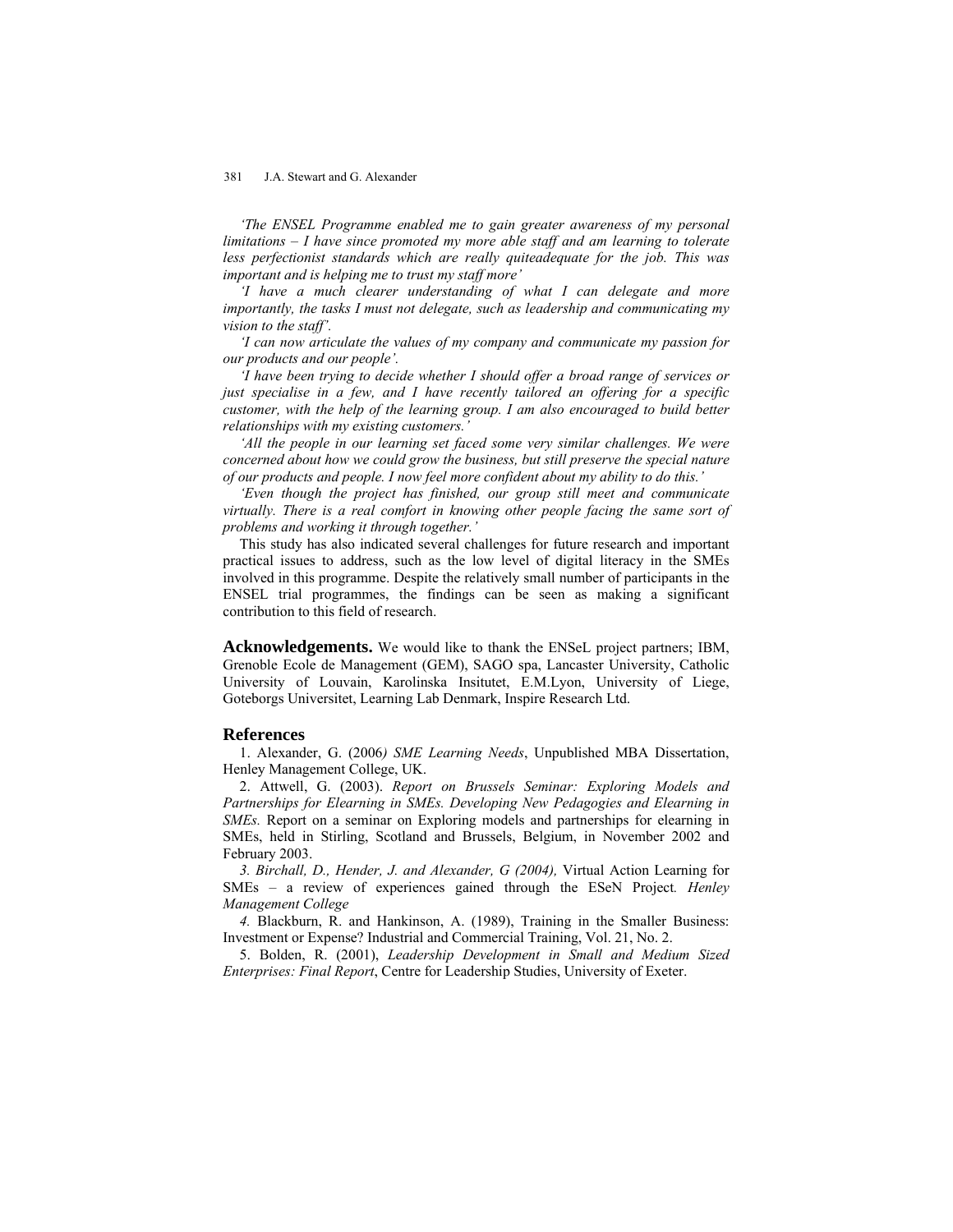*'The ENSEL Programme enabled me to gain greater awareness of my personal limitations – I have since promoted my more able staff and am learning to tolerate less perfectionist standards which are really quiteadequate for the job. This was important and is helping me to trust my staff more'*

*'I have a much clearer understanding of what I can delegate and more importantly, the tasks I must not delegate, such as leadership and communicating my vision to the staff'.*

*'I can now articulate the values of my company and communicate my passion for our products and our people'.*

*'I have been trying to decide whether I should offer a broad range of services or just specialise in a few, and I have recently tailored an offering for a specific customer, with the help of the learning group. I am also encouraged to build better relationships with my existing customers.'*

*'All the people in our learning set faced some very similar challenges. We were concerned about how we could grow the business, but still preserve the special nature of our products and people. I now feel more confident about my ability to do this.'*

*'Even though the project has finished, our group still meet and communicate virtually. There is a real comfort in knowing other people facing the same sort of problems and working it through together.'*

This study has also indicated several challenges for future research and important practical issues to address, such as the low level of digital literacy in the SMEs involved in this programme. Despite the relatively small number of participants in the ENSEL trial programmes, the findings can be seen as making a significant contribution to this field of research.

**Acknowledgements.** We would like to thank the ENSeL project partners; IBM, Grenoble Ecole de Management (GEM), SAGO spa, Lancaster University, Catholic University of Louvain, Karolinska Insitutet, E.M.Lyon, University of Liege, Goteborgs Universitet, Learning Lab Denmark, Inspire Research Ltd.

## References

1. Alexander, G. (2006*) SME Learning Needs*, Unpublished MBA Dissertation, Henley Management College, UK.

2. Attwell, G. (2003). *Report on Brussels Seminar: Exploring Models and Partnerships for Elearning in SMEs. Developing New Pedagogies and Elearning in SMEs.* Report on a seminar on Exploring models and partnerships for elearning in SMEs, held in Stirling, Scotland and Brussels, Belgium, in November 2002 and February 2003.

*3. Birchall, D., Hender, J. and Alexander, G (2004),* Virtual Action Learning for SMEs – a review of experiences gained through the ESeN Project*. Henley Management College*

*4.* Blackburn, R. and Hankinson, A. (1989), Training in the Smaller Business: Investment or Expense? Industrial and Commercial Training, Vol. 21, No. 2.

5. Bolden, R. (2001), *Leadership Development in Small and Medium Sized Enterprises: Final Report*, Centre for Leadership Studies, University of Exeter.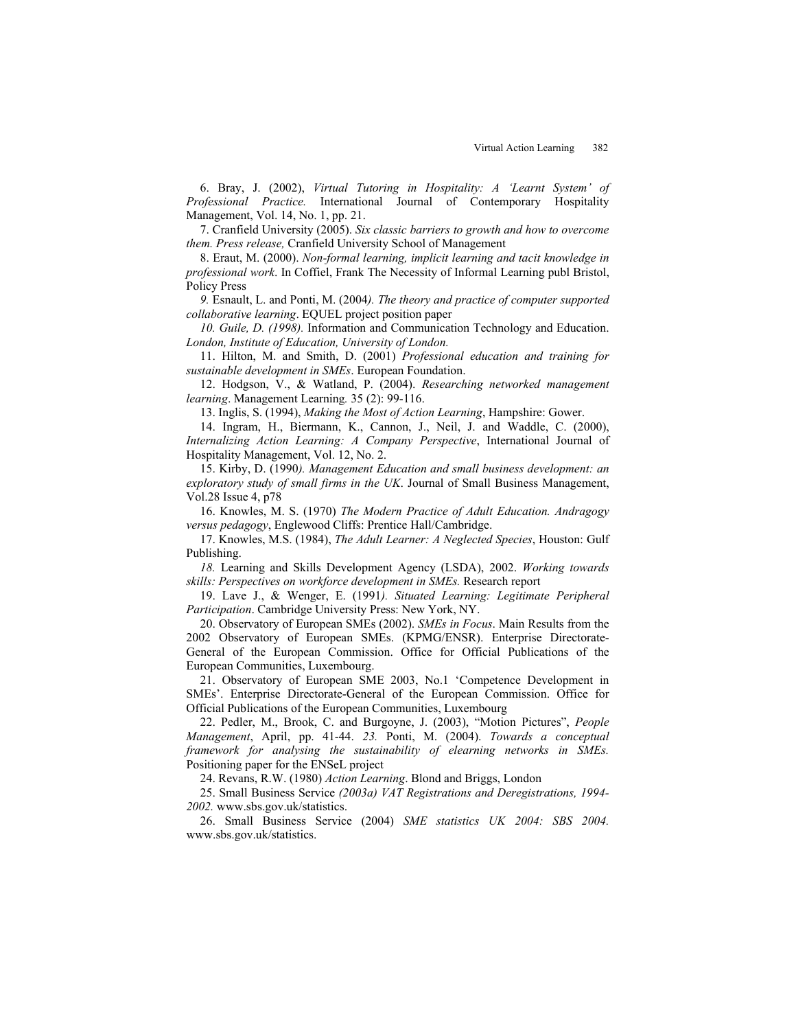6. Bray, J. (2002), *Virtual Tutoring in Hospitality: A 'Learnt System' of Professional Practice.* International Journal of Contemporary Hospitality Management, Vol. 14, No. 1, pp. 21.

7. Cranfield University (2005). *Six classic barriers to growth and how to overcome them. Press release,* Cranfield University School of Management

8. Eraut, M. (2000). *Non-formal learning, implicit learning and tacit knowledge in professional work*. In Coffiel, Frank The Necessity of Informal Learning publ Bristol, Policy Press

*9.* Esnault, L. and Ponti, M. (2004*). The theory and practice of computer supported collaborative learning*. EQUEL project position paper

*10. Guile, D. (1998).* Information and Communication Technology and Education. *London, Institute of Education, University of London.*

11. Hilton, M. and Smith, D. (2001) *Professional education and training for sustainable development in SMEs*. European Foundation.

12. Hodgson, V., & Watland, P. (2004). *Researching networked management learning*. Management Learning*.* 35 (2): 99-116.

13. Inglis, S. (1994), *Making the Most of Action Learning*, Hampshire: Gower.

14. Ingram, H., Biermann, K., Cannon, J., Neil, J. and Waddle, C. (2000), *Internalizing Action Learning: A Company Perspective*, International Journal of Hospitality Management, Vol. 12, No. 2.

15. Kirby, D. (1990*). Management Education and small business development: an exploratory study of small firms in the UK*. Journal of Small Business Management, Vol.28 Issue 4, p78

16. Knowles, M. S. (1970) *The Modern Practice of Adult Education. Andragogy versus pedagogy*, Englewood Cliffs: Prentice Hall/Cambridge.

17. Knowles, M.S. (1984), *The Adult Learner: A Neglected Species*, Houston: Gulf Publishing.

*18.* Learning and Skills Development Agency (LSDA), 2002. *Working towards skills: Perspectives on workforce development in SMEs.* Research report

19. Lave J., & Wenger, E. (1991*). Situated Learning: Legitimate Peripheral Participation*. Cambridge University Press: New York, NY.

20. Observatory of European SMEs (2002). *SMEs in Focus*. Main Results from the 2002 Observatory of European SMEs. (KPMG/ENSR). Enterprise Directorate-General of the European Commission. Office for Official Publications of the European Communities, Luxembourg.

21. Observatory of European SME 2003, No.1 'Competence Development in SMEs'. Enterprise Directorate-General of the European Commission. Office for Official Publications of the European Communities, Luxembourg

22. Pedler, M., Brook, C. and Burgoyne, J. (2003), "Motion Pictures", *People Management*, April, pp. 41-44. *23.* Ponti, M. (2004). *Towards a conceptual framework for analysing the sustainability of elearning networks in SMEs.* Positioning paper for the ENSeL project

24. Revans, R.W. (1980) *Action Learning*. Blond and Briggs, London

25. Small Business Service *(2003a) VAT Registrations and Deregistrations, 1994-2002.* www.sbs.gov.uk/statistics.

26. Small Business Service (2004) *SME statistics UK 2004: SBS 2004.* www.sbs.gov.uk/statistics.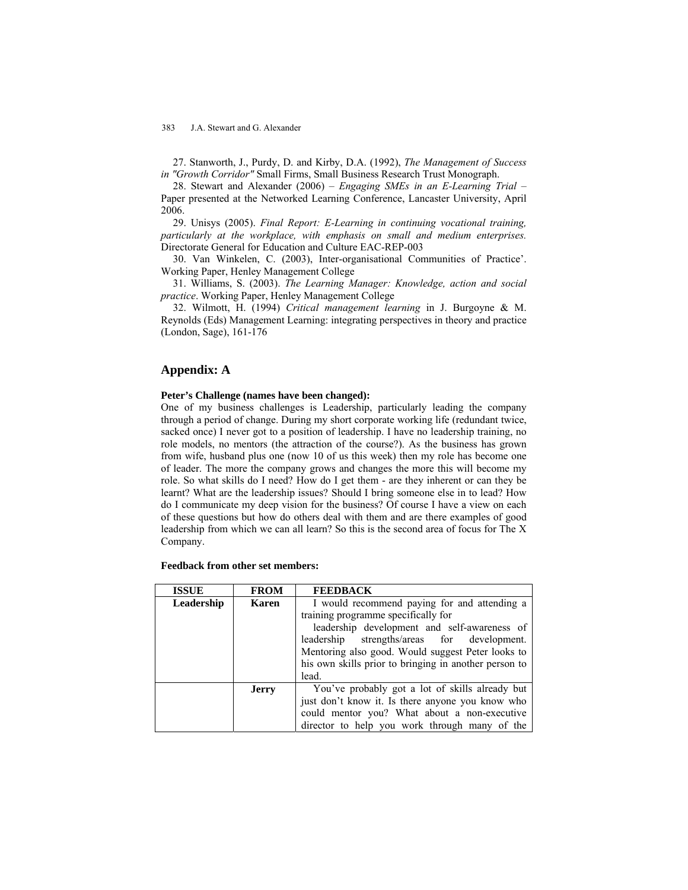27. Stanworth, J., Purdy, D. and Kirby, D.A. (1992), *The Management of Success in "Growth Corridor"* Small Firms, Small Business Research Trust Monograph.

28. Stewart and Alexander (2006) – *Engaging SMEs in an E-Learning Trial* – Paper presented at the Networked Learning Conference, Lancaster University, April 2006.

29. Unisys (2005). *Final Report: E-Learning in continuing vocational training, particularly at the workplace, with emphasis on small and medium enterprises.* Directorate General for Education and Culture EAC-REP-003

30. Van Winkelen, C. (2003), Inter-organisational Communities of Practice'. Working Paper, Henley Management College

31. Williams, S. (2003). *The Learning Manager: Knowledge, action and social practice*. Working Paper, Henley Management College

32. Wilmott, H. (1994) *Critical management learning* in J. Burgoyne & M. Reynolds (Eds) Management Learning: integrating perspectives in theory and practice (London, Sage), 161-176

## Appendix: A

**Peter's Challenge (names have been changed):**

One of my business challenges is Leadership, particularly leading the company through a period of change. During my short corporate working life (redundant twice, sacked once) I never got to a position of leadership. I have no leadership training, no role models, no mentors (the attraction of the course?). As the business has grown from wife, husband plus one (now 10 of us this week) then my role has become one of leader. The more the company grows and changes the more this will become my role. So what skills do I need? How do I get them - are they inherent or can they be learnt? What are the leadership issues? Should I bring someone else in to lead? How do I communicate my deep vision for the business? Of course I have a view on each of these questions but how do others deal with them and are there examples of good leadership from which we can all learn? So this is the second area of focus for The X Company.

**Feedback from other set members:**

| ISSUE | FROM | FEEDBACK |
|---|---|---|
| **Leadership** | **Karen** | I would recommend paying for and attending a training programme specifically for leadership development and self-awareness of leadership strengths/areas for development. Mentoring also good. Would suggest Peter looks to his own skills prior to bringing in another person to lead. |
| | **Jerry** | You've probably got a lot of skills already but just don't know it. Is there anyone you know who could mentor you? What about a non-executive director to help you work through many of the |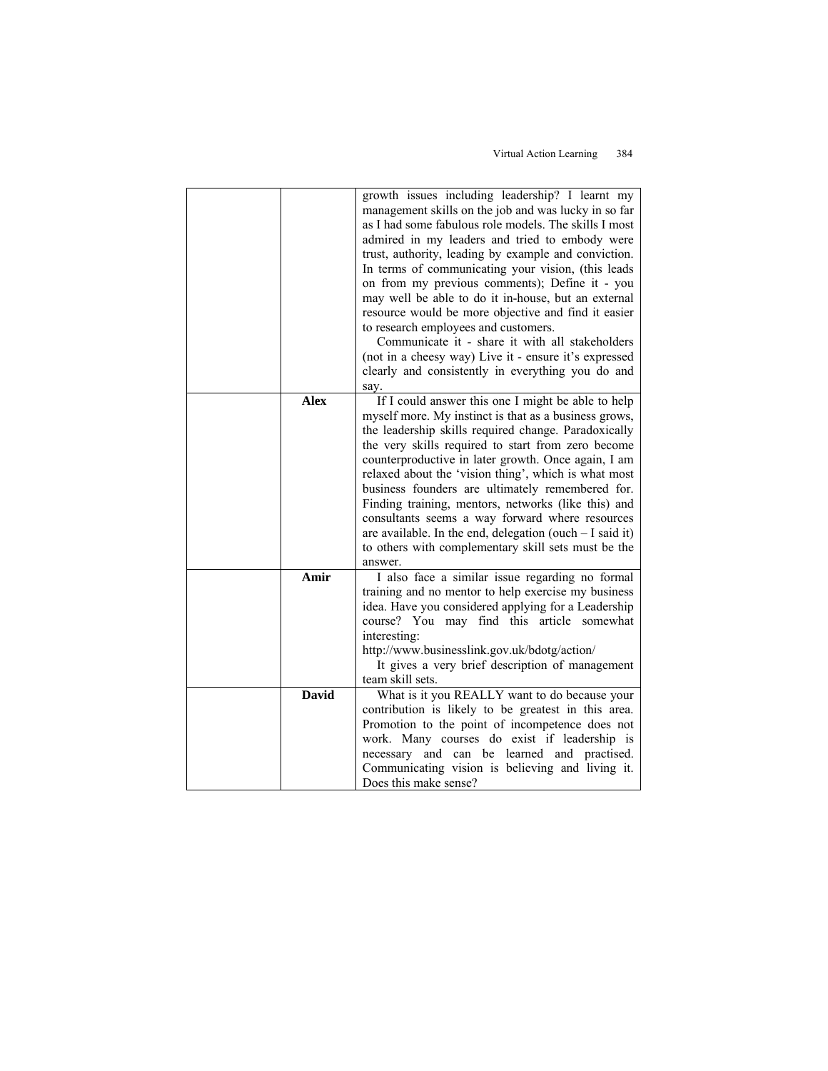| | | |
|---|---|---|
| | | growth issues including leadership? I learnt my management skills on the job and was lucky in so far as I had some fabulous role models. The skills I most admired in my leaders and tried to embody were trust, authority, leading by example and conviction. In terms of communicating your vision, (this leads on from my previous comments); Define it - you may well be able to do it in-house, but an external resource would be more objective and find it easier to research employees and customers.<br>Communicate it - share it with all stakeholders (not in a cheesy way) Live it - ensure it's expressed clearly and consistently in everything you do and say. |
| | **Alex** | If I could answer this one I might be able to help myself more. My instinct is that as a business grows, the leadership skills required change. Paradoxically the very skills required to start from zero become counterproductive in later growth. Once again, I am relaxed about the 'vision thing', which is what most business founders are ultimately remembered for. Finding training, mentors, networks (like this) and consultants seems a way forward where resources are available. In the end, delegation (ouch – I said it) to others with complementary skill sets must be the answer. |
| | **Amir** | I also face a similar issue regarding no formal training and no mentor to help exercise my business idea. Have you considered applying for a Leadership course? You may find this article somewhat interesting:<br>http://www.businesslink.gov.uk/bdotg/action/<br>It gives a very brief description of management team skill sets. |
| | **David** | What is it you REALLY want to do because your contribution is likely to be greatest in this area. Promotion to the point of incompetence does not work. Many courses do exist if leadership is necessary and can be learned and practised. Communicating vision is believing and living it. Does this make sense? |